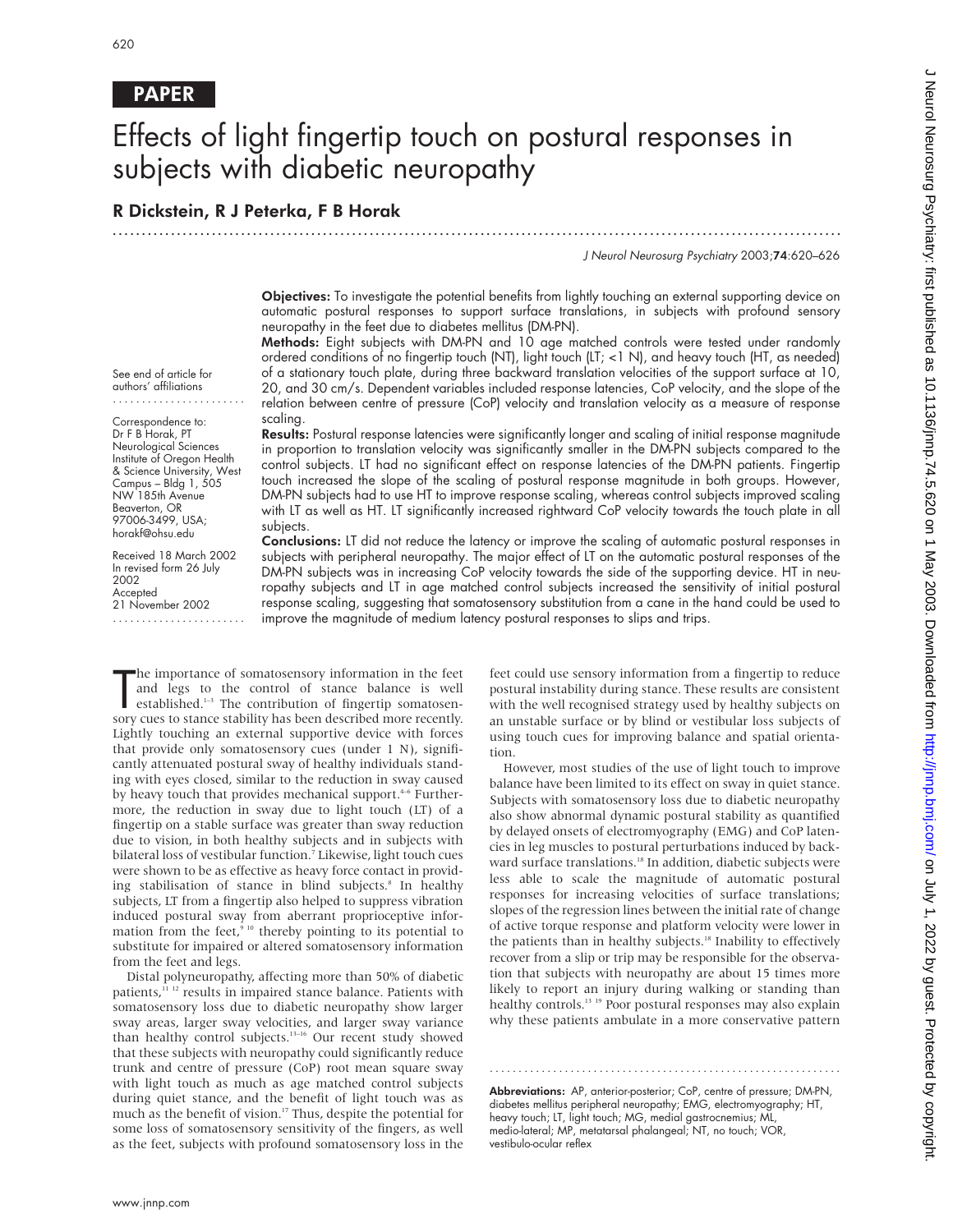PAPER

# Effects of light fingertip touch on postural responses in subjects with diabetic neuropathy

**R Dickstein, R J Peterka, F B Horak**

See end of article for authors' affiliations

Correspondence to: Dr F B Horak, PT Neurological Sciences Institute of Oregon Health & Science University, West Campus – Bldg 1, 505 NW 185th Avenue Beaverton, OR 97006-3499, USA; horakf@ohsu.edu

Received 18 March 2002
In revised form 26 July 2002
Accepted 21 November 2002

**Objectives:** To investigate the potential benefits from lightly touching an external supporting device on automatic postural responses to support surface translations, in subjects with profound sensory neuropathy in the feet due to diabetes mellitus (DM-PN).

**Methods:** Eight subjects with DM-PN and 10 age matched controls were tested under randomly ordered conditions of no fingertip touch (NT), light touch (LT; <1 N), and heavy touch (HT, as needed) of a stationary touch plate, during three backward translation velocities of the support surface at 10, 20, and 30 cm/s. Dependent variables included response latencies, CoP velocity, and the slope of the relation between centre of pressure (CoP) velocity and translation velocity as a measure of response scaling.

**Results:** Postural response latencies were significantly longer and scaling of initial response magnitude in proportion to translation velocity was significantly smaller in the DM-PN subjects compared to the control subjects. LT had no significant effect on response latencies of the DM-PN patients. Fingertip touch increased the slope of the scaling of postural response magnitude in both groups. However, DM-PN subjects had to use HT to improve response scaling, whereas control subjects improved scaling with LT as well as HT. LT significantly increased rightward CoP velocity towards the touch plate in all subjects.

**Conclusions:** LT did not reduce the latency or improve the scaling of automatic postural responses in subjects with peripheral neuropathy. The major effect of LT on the automatic postural responses of the DM-PN subjects was in increasing CoP velocity towards the side of the supporting device. HT in neuropathy subjects and LT in age matched control subjects increased the sensitivity of initial postural response scaling, suggesting that somatosensory substitution from a cane in the hand could be used to improve the magnitude of medium latency postural responses to slips and trips.

The importance of somatosensory information in the feet and legs to the control of stance balance is well established.[1–3] The contribution of fingertip somatosensory cues to stance stability has been described more recently. Lightly touching an external supportive device with forces that provide only somatosensory cues (under 1 N), significantly attenuated postural sway of healthy individuals standing with eyes closed, similar to the reduction in sway caused by heavy touch that provides mechanical support.[4–6] Furthermore, the reduction in sway due to light touch (LT) of a fingertip on a stable surface was greater than sway reduction due to vision, in both healthy subjects and in subjects with bilateral loss of vestibular function.[7] Likewise, light touch cues were shown to be as effective as heavy force contact in providing stabilisation of stance in blind subjects.[8] In healthy subjects, LT from a fingertip also helped to suppress vibration induced postural sway from aberrant proprioceptive information from the feet,[9 10] thereby pointing to its potential to substitute for impaired or altered somatosensory information from the feet and legs.

Distal polyneuropathy, affecting more than 50% of diabetic patients,[11 12] results in impaired stance balance. Patients with somatosensory loss due to diabetic neuropathy show larger sway areas, larger sway velocities, and larger sway variance than healthy control subjects.[13–16] Our recent study showed that these subjects with neuropathy could significantly reduce trunk and centre of pressure (CoP) root mean square sway with light touch as much as age matched control subjects during quiet stance, and the benefit of light touch was as much as the benefit of vision.[17] Thus, despite the potential for some loss of somatosensory sensitivity of the fingers, as well as the feet, subjects with profound somatosensory loss in the feet could use sensory information from a fingertip to reduce postural instability during stance. These results are consistent with the well recognised strategy used by healthy subjects on an unstable surface or by blind or vestibular loss subjects of using touch cues for improving balance and spatial orientation.

However, most studies of the use of light touch to improve balance have been limited to its effect on sway in quiet stance. Subjects with somatosensory loss due to diabetic neuropathy also show abnormal dynamic postural stability as quantified by delayed onsets of electromyography (EMG) and CoP latencies in leg muscles to postural perturbations induced by backward surface translations.[18] In addition, diabetic subjects were less able to scale the magnitude of automatic postural responses for increasing velocities of surface translations; slopes of the regression lines between the initial rate of change of active torque response and platform velocity were lower in the patients than in healthy subjects.[18] Inability to effectively recover from a slip or trip may be responsible for the observation that subjects with neuropathy are about 15 times more likely to report an injury during walking or standing than healthy controls.[13 19] Poor postural responses may also explain why these patients ambulate in a more conservative pattern

**Abbreviations:** AP, anterior-posterior; CoP, centre of pressure; DM-PN, diabetes mellitus peripheral neuropathy; EMG, electromyography; HT, heavy touch; LT, light touch; MG, medial gastrocnemius; ML, medio-lateral; MP, metatarsal phalangeal; NT, no touch; VOR, vestibulo-ocular reflex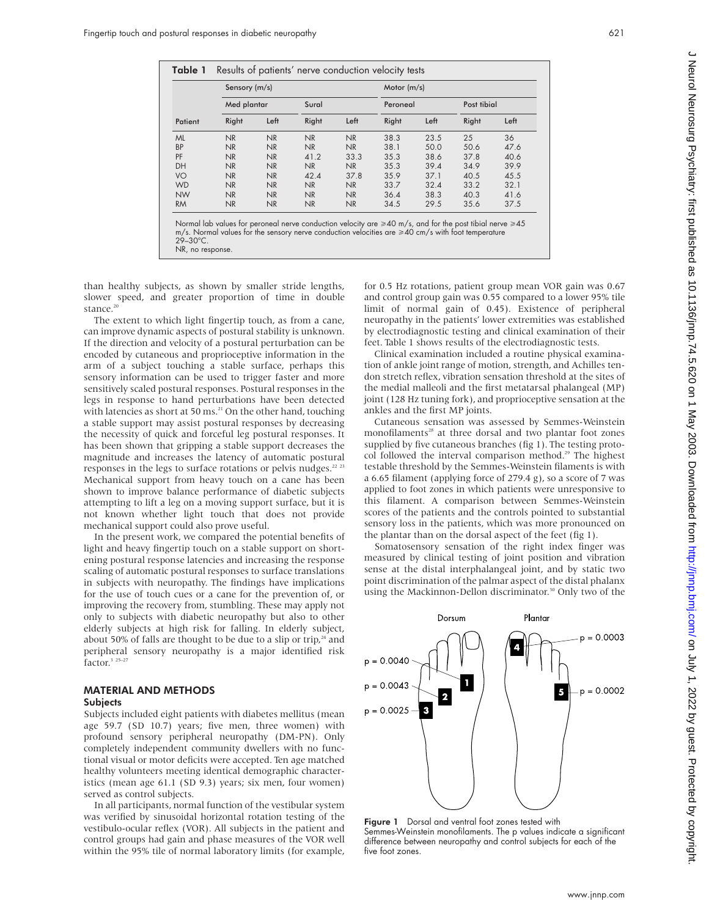**Table 1** Results of patients' nerve conduction velocity tests

| | Sensory (m/s) | | | | Motor (m/s) | | | |
|---|---|---|---|---|---|---|---|---|
| | Med plantar | | Sural | | Peroneal | | Post tibial | |
| Patient | Right | Left | Right | Left | Right | Left | Right | Left |
| ML | NR | NR | NR | NR | 38.3 | 23.5 | 25 | 36 |
| BP | NR | NR | NR | NR | 38.1 | 50.0 | 50.6 | 47.6 |
| PF | NR | NR | 41.2 | 33.3 | 35.3 | 38.6 | 37.8 | 40.6 |
| DH | NR | NR | NR | NR | 35.3 | 39.4 | 34.9 | 39.9 |
| VO | NR | NR | 42.4 | 37.8 | 35.9 | 37.1 | 40.5 | 45.5 |
| WD | NR | NR | NR | NR | 33.7 | 32.4 | 33.2 | 32.1 |
| NW | NR | NR | NR | NR | 36.4 | 38.3 | 40.3 | 41.6 |
| RM | NR | NR | NR | NR | 34.5 | 29.5 | 35.6 | 37.5 |

Normal lab values for peroneal nerve conduction velocity are ≥40 m/s, and for the post tibial nerve ≥45 m/s. Normal values for the sensory nerve conduction velocities are ≥40 cm/s with foot temperature 29–30°C.
NR, no response.

than healthy subjects, as shown by smaller stride lengths, slower speed, and greater proportion of time in double stance.[20]

The extent to which light fingertip touch, as from a cane, can improve dynamic aspects of postural stability is unknown. If the direction and velocity of a postural perturbation can be encoded by cutaneous and proprioceptive information in the arm of a subject touching a stable surface, perhaps this sensory information can be used to trigger faster and more sensitively scaled postural responses. Postural responses in the legs in response to hand perturbations have been detected with latencies as short at 50 ms.[21] On the other hand, touching a stable support may assist postural responses by decreasing the necessity of quick and forceful leg postural responses. It has been shown that gripping a stable support decreases the magnitude and increases the latency of automatic postural responses in the legs to surface rotations or pelvis nudges.[22 23] Mechanical support from heavy touch on a cane has been shown to improve balance performance of diabetic subjects attempting to lift a leg on a moving support surface, but it is not known whether light touch that does not provide mechanical support could also prove useful.

In the present work, we compared the potential benefits of light and heavy fingertip touch on a stable support on shortening postural response latencies and increasing the response scaling of automatic postural responses to surface translations in subjects with neuropathy. The findings have implications for the use of touch cues or a cane for the prevention of, or improving the recovery from, stumbling. These may apply not only to subjects with diabetic neuropathy but also to other elderly subjects at high risk for falling. In elderly subject, about 50% of falls are thought to be due to a slip or trip,[24] and peripheral sensory neuropathy is a major identified risk factor.[1 25–27]

## MATERIAL AND METHODS

### Subjects

Subjects included eight patients with diabetes mellitus (mean age 59.7 (SD 10.7) years; five men, three women) with profound sensory peripheral neuropathy (DM-PN). Only completely independent community dwellers with no functional visual or motor deficits were accepted. Ten age matched healthy volunteers meeting identical demographic characteristics (mean age 61.1 (SD 9.3) years; six men, four women) served as control subjects.

In all participants, normal function of the vestibular system was verified by sinusoidal horizontal rotation testing of the vestibulo-ocular reflex (VOR). All subjects in the patient and control groups had gain and phase measures of the VOR well within the 95% tile of normal laboratory limits (for example, for 0.5 Hz rotations, patient group mean VOR gain was 0.67 and control group gain was 0.55 compared to a lower 95% tile limit of normal gain of 0.45). Existence of peripheral neuropathy in the patients' lower extremities was established by electrodiagnostic testing and clinical examination of their feet. Table 1 shows results of the electrodiagnostic tests.

Clinical examination included a routine physical examination of ankle joint range of motion, strength, and Achilles tendon stretch reflex, vibration sensation threshold at the sites of the medial malleoli and the first metatarsal phalangeal (MP) joint (128 Hz tuning fork), and proprioceptive sensation at the ankles and the first MP joints.

Cutaneous sensation was assessed by Semmes-Weinstein monofilaments[28] at three dorsal and two plantar foot zones supplied by five cutaneous branches (fig 1). The testing protocol followed the interval comparison method.[29] The highest testable threshold by the Semmes-Weinstein filaments is with a 6.65 filament (applying force of 279.4 g), so a score of 7 was applied to foot zones in which patients were unresponsive to this filament. A comparison between Semmes-Weinstein scores of the patients and the controls pointed to substantial sensory loss in the patients, which was more pronounced on the plantar than on the dorsal aspect of the feet (fig 1).

Somatosensory sensation of the right index finger was measured by clinical testing of joint position and vibration sense at the distal interphalangeal joint, and by static two point discrimination of the palmar aspect of the distal phalanx using the Mackinnon-Dellon discriminator.[30] Only two of the

**Figure 1** Dorsal and ventral foot zones tested with Semmes-Weinstein monofilaments. The p values indicate a significant difference between neuropathy and control subjects for each of the five foot zones.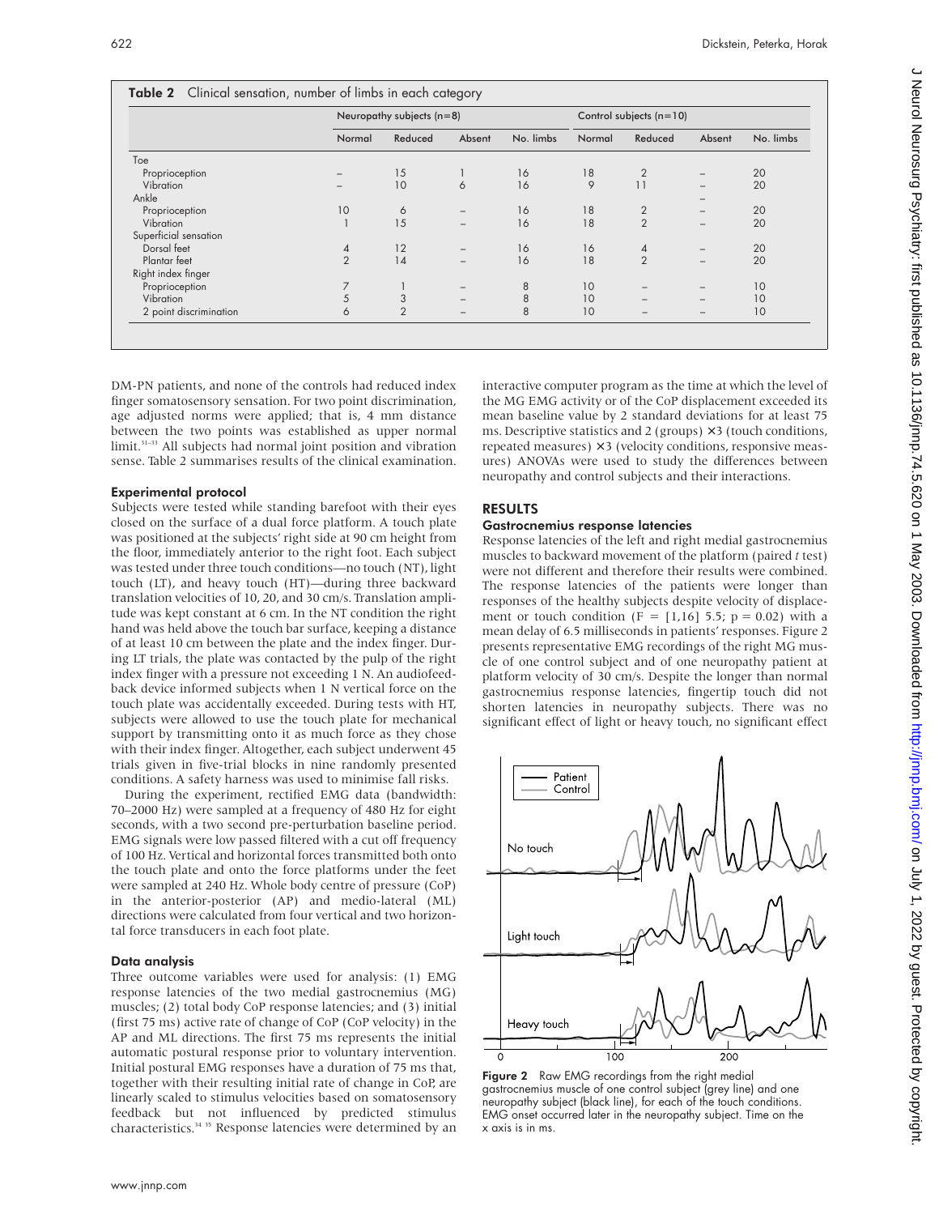**Table 2** Clinical sensation, number of limbs in each category

| | Neuropathy subjects (n=8) | | | | Control subjects (n=10) | | | |
|---|---|---|---|---|---|---|---|---|
| | Normal | Reduced | Absent | No. limbs | Normal | Reduced | Absent | No. limbs |
| Toe | | | | | | | | |
| Proprioception | – | 15 | 1 | 16 | 18 | 2 | – | 20 |
| Vibration | – | 10 | 6 | 16 | 9 | 11 | – | 20 |
| Ankle | | | | | | | – | |
| Proprioception | 10 | 6 | – | 16 | 18 | 2 | – | 20 |
| Vibration | 1 | 15 | – | 16 | 18 | 2 | – | 20 |
| Superficial sensation | | | | | | | | |
| Dorsal feet | 4 | 12 | – | 16 | 16 | 4 | – | 20 |
| Plantar feet | 2 | 14 | – | 16 | 18 | 2 | – | 20 |
| Right index finger | | | | | | | | |
| Proprioception | 7 | 1 | – | 8 | 10 | – | – | 10 |
| Vibration | 5 | 3 | – | 8 | 10 | – | – | 10 |
| 2 point discrimination | 6 | 2 | – | 8 | 10 | – | – | 10 |

DM-PN patients, and none of the controls had reduced index finger somatosensory sensation. For two point discrimination, age adjusted norms were applied; that is, 4 mm distance between the two points was established as upper normal limit.[31–33] All subjects had normal joint position and vibration sense. Table 2 summarises results of the clinical examination.

### Experimental protocol

Subjects were tested while standing barefoot with their eyes closed on the surface of a dual force platform. A touch plate was positioned at the subjects' right side at 90 cm height from the floor, immediately anterior to the right foot. Each subject was tested under three touch conditions—no touch (NT), light touch (LT), and heavy touch (HT)—during three backward translation velocities of 10, 20, and 30 cm/s. Translation amplitude was kept constant at 6 cm. In the NT condition the right hand was held above the touch bar surface, keeping a distance of at least 10 cm between the plate and the index finger. During LT trials, the plate was contacted by the pulp of the right index finger with a pressure not exceeding 1 N. An audiofeedback device informed subjects when 1 N vertical force on the touch plate was accidentally exceeded. During tests with HT, subjects were allowed to use the touch plate for mechanical support by transmitting onto it as much force as they chose with their index finger. Altogether, each subject underwent 45 trials given in five-trial blocks in nine randomly presented conditions. A safety harness was used to minimise fall risks.

During the experiment, rectified EMG data (bandwidth: 70–2000 Hz) were sampled at a frequency of 480 Hz for eight seconds, with a two second pre-perturbation baseline period. EMG signals were low passed filtered with a cut off frequency of 100 Hz. Vertical and horizontal forces transmitted both onto the touch plate and onto the force platforms under the feet were sampled at 240 Hz. Whole body centre of pressure (CoP) in the anterior-posterior (AP) and medio-lateral (ML) directions were calculated from four vertical and two horizontal force transducers in each foot plate.

### Data analysis

Three outcome variables were used for analysis: (1) EMG response latencies of the two medial gastrocnemius (MG) muscles; (2) total body CoP response latencies; and (3) initial (first 75 ms) active rate of change of CoP (CoP velocity) in the AP and ML directions. The first 75 ms represents the initial automatic postural response prior to voluntary intervention. Initial postural EMG responses have a duration of 75 ms that, together with their resulting initial rate of change in CoP, are linearly scaled to stimulus velocities based on somatosensory feedback but not influenced by predicted stimulus characteristics.[34 35] Response latencies were determined by an interactive computer program as the time at which the level of the MG EMG activity or of the CoP displacement exceeded its mean baseline value by 2 standard deviations for at least 75 ms. Descriptive statistics and 2 (groups) ×3 (touch conditions, repeated measures) ×3 (velocity conditions, responsive measures) ANOVAs were used to study the differences between neuropathy and control subjects and their interactions.

## RESULTS

### Gastrocnemius response latencies

Response latencies of the left and right medial gastrocnemius muscles to backward movement of the platform (paired *t* test) were not different and therefore their results were combined. The response latencies of the patients were longer than responses of the healthy subjects despite velocity of displacement or touch condition ($F = [1,16]$ 5.5; $p = 0.02$) with a mean delay of 6.5 milliseconds in patients' responses. Figure 2 presents representative EMG recordings of the right MG muscle of one control subject and of one neuropathy patient at platform velocity of 30 cm/s. Despite the longer than normal gastrocnemius response latencies, fingertip touch did not shorten latencies in neuropathy subjects. There was no significant effect of light or heavy touch, no significant effect

**Figure 2** Raw EMG recordings from the right medial gastrocnemius muscle of one control subject (grey line) and one neuropathy subject (black line), for each of the touch conditions. EMG onset occurred later in the neuropathy subject. Time on the x axis is in ms.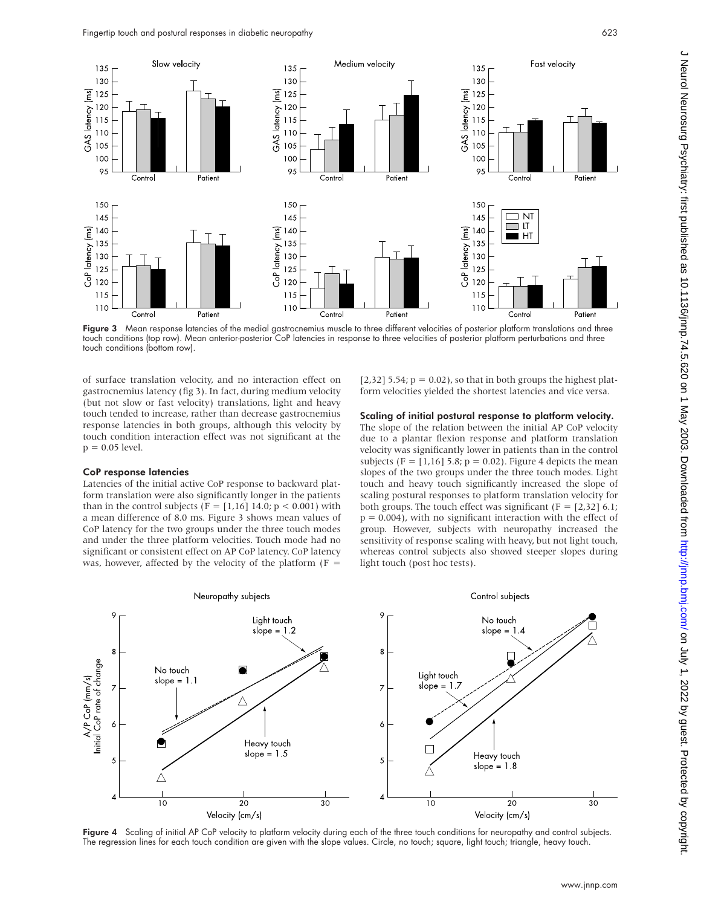Figure 3 Mean response latencies of the medial gastrocnemius muscle to three different velocities of posterior platform translations and three touch conditions (top row). Mean anterior-posterior CoP latencies in response to three velocities of posterior platform perturbations and three touch conditions (bottom row).

of surface translation velocity, and no interaction effect on gastrocnemius latency (fig 3). In fact, during medium velocity (but not slow or fast velocity) translations, light and heavy touch tended to increase, rather than decrease gastrocnemius response latencies in both groups, although this velocity by touch condition interaction effect was not significant at the $p = 0.05$ level.

### CoP response latencies

Latencies of the initial active CoP response to backward platform translation were also significantly longer in the patients than in the control subjects ($F = [1,16]\ 14.0$; $p < 0.001$) with a mean difference of 8.0 ms. Figure 3 shows mean values of CoP latency for the two groups under the three touch modes and under the three platform velocities. Touch mode had no significant or consistent effect on AP CoP latency. CoP latency was, however, affected by the velocity of the platform ($F = [2,32]\ 5.54$; $p = 0.02$), so that in both groups the highest platform velocities yielded the shortest latencies and vice versa.

### Scaling of initial postural response to platform velocity.

The slope of the relation between the initial AP CoP velocity due to a plantar flexion response and platform translation velocity was significantly lower in patients than in the control subjects ($F = [1,16]\ 5.8$; $p = 0.02$). Figure 4 depicts the mean slopes of the two groups under the three touch modes. Light touch and heavy touch significantly increased the slope of scaling postural responses to platform translation velocity for both groups. The touch effect was significant ($F = [2,32]\ 6.1$; $p = 0.004$), with no significant interaction with the effect of group. However, subjects with neuropathy increased the sensitivity of response scaling with heavy, but not light touch, whereas control subjects also showed steeper slopes during light touch (post hoc tests).

Figure 4 Scaling of initial AP CoP velocity to platform velocity during each of the three touch conditions for neuropathy and control subjects. The regression lines for each touch condition are given with the slope values. Circle, no touch; square, light touch; triangle, heavy touch.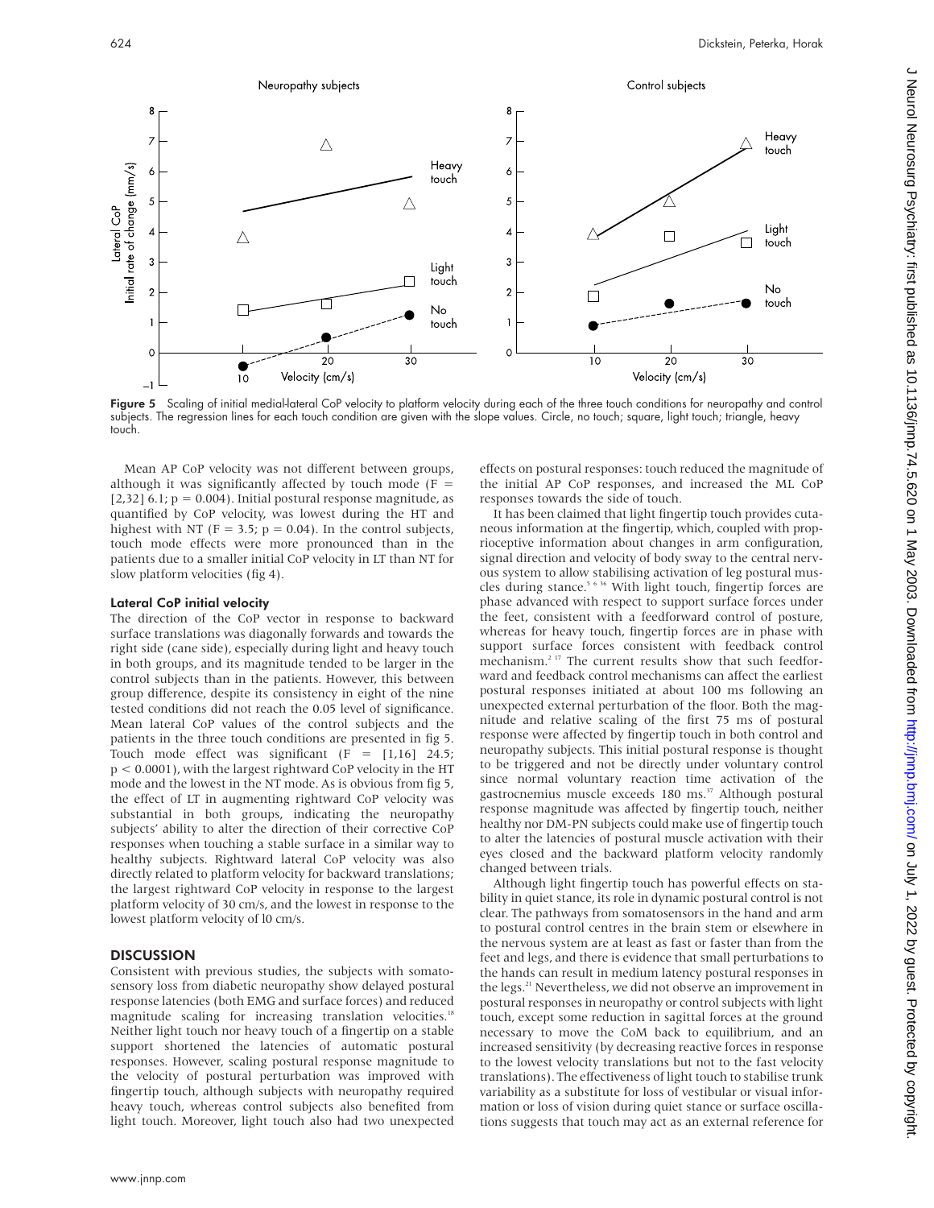**Figure 5** Scaling of initial medial-lateral CoP velocity to platform velocity during each of the three touch conditions for neuropathy and control subjects. The regression lines for each touch condition are given with the slope values. Circle, no touch; square, light touch; triangle, heavy touch.

Mean AP CoP velocity was not different between groups, although it was significantly affected by touch mode ($F = [2,32]\ 6.1$; $p = 0.004$). Initial postural response magnitude, as quantified by CoP velocity, was lowest during the HT and highest with NT ($F = 3.5$; $p = 0.04$). In the control subjects, touch mode effects were more pronounced than in the patients due to a smaller initial CoP velocity in LT than NT for slow platform velocities (fig 4).

### Lateral CoP initial velocity

The direction of the CoP vector in response to backward surface translations was diagonally forwards and towards the right side (cane side), especially during light and heavy touch in both groups, and its magnitude tended to be larger in the control subjects than in the patients. However, this between group difference, despite its consistency in eight of the nine tested conditions did not reach the 0.05 level of significance. Mean lateral CoP values of the control subjects and the patients in the three touch conditions are presented in fig 5. Touch mode effect was significant ($F = [1,16]\ 24.5$; $p < 0.0001$), with the largest rightward CoP velocity in the HT mode and the lowest in the NT mode. As is obvious from fig 5, the effect of LT in augmenting rightward CoP velocity was substantial in both groups, indicating the neuropathy subjects' ability to alter the direction of their corrective CoP responses when touching a stable surface in a similar way to healthy subjects. Rightward lateral CoP velocity was also directly related to platform velocity for backward translations; the largest rightward CoP velocity in response to the largest platform velocity of 30 cm/s, and the lowest in response to the lowest platform velocity of l0 cm/s.

## DISCUSSION

Consistent with previous studies, the subjects with somatosensory loss from diabetic neuropathy show delayed postural response latencies (both EMG and surface forces) and reduced magnitude scaling for increasing translation velocities.[18] Neither light touch nor heavy touch of a fingertip on a stable support shortened the latencies of automatic postural responses. However, scaling postural response magnitude to the velocity of postural perturbation was improved with fingertip touch, although subjects with neuropathy required heavy touch, whereas control subjects also benefited from light touch. Moreover, light touch also had two unexpected effects on postural responses: touch reduced the magnitude of the initial AP CoP responses, and increased the ML CoP responses towards the side of touch.

It has been claimed that light fingertip touch provides cutaneous information at the fingertip, which, coupled with proprioceptive information about changes in arm configuration, signal direction and velocity of body sway to the central nervous system to allow stabilising activation of leg postural muscles during stance.[5 6 36] With light touch, fingertip forces are phase advanced with respect to support surface forces under the feet, consistent with a feedforward control of posture, whereas for heavy touch, fingertip forces are in phase with support surface forces consistent with feedback control mechanism.[2 17] The current results show that such feedforward and feedback control mechanisms can affect the earliest postural responses initiated at about 100 ms following an unexpected external perturbation of the floor. Both the magnitude and relative scaling of the first 75 ms of postural response were affected by fingertip touch in both control and neuropathy subjects. This initial postural response is thought to be triggered and not be directly under voluntary control since normal voluntary reaction time activation of the gastrocnemius muscle exceeds 180 ms.[37] Although postural response magnitude was affected by fingertip touch, neither healthy nor DM-PN subjects could make use of fingertip touch to alter the latencies of postural muscle activation with their eyes closed and the backward platform velocity randomly changed between trials.

Although light fingertip touch has powerful effects on stability in quiet stance, its role in dynamic postural control is not clear. The pathways from somatosensors in the hand and arm to postural control centres in the brain stem or elsewhere in the nervous system are at least as fast or faster than from the feet and legs, and there is evidence that small perturbations to the hands can result in medium latency postural responses in the legs.[21] Nevertheless, we did not observe an improvement in postural responses in neuropathy or control subjects with light touch, except some reduction in sagittal forces at the ground necessary to move the CoM back to equilibrium, and an increased sensitivity (by decreasing reactive forces in response to the lowest velocity translations but not to the fast velocity translations). The effectiveness of light touch to stabilise trunk variability as a substitute for loss of vestibular or visual information or loss of vision during quiet stance or surface oscillations suggests that touch may act as an external reference for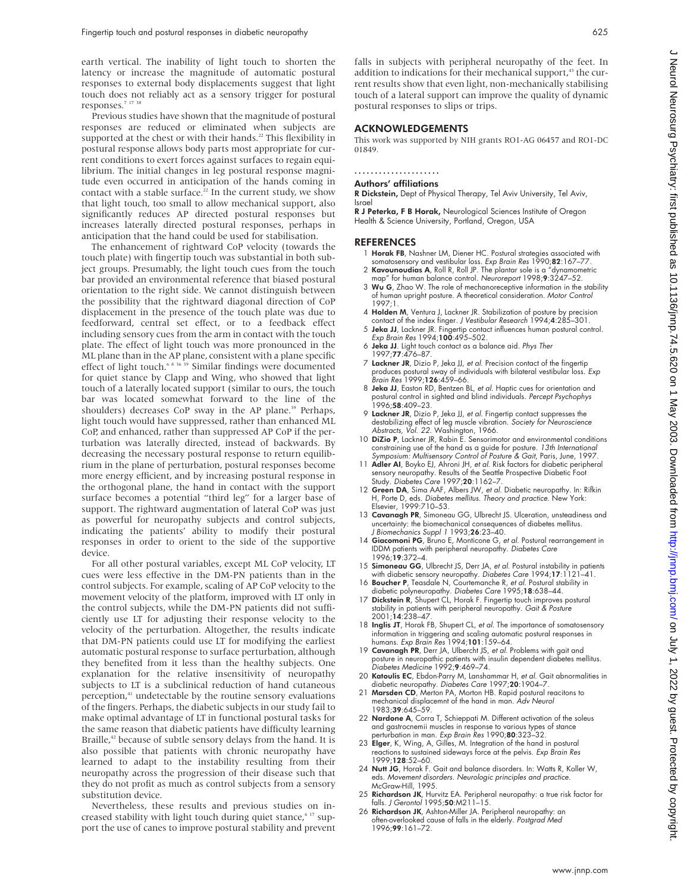earth vertical. The inability of light touch to shorten the latency or increase the magnitude of automatic postural responses to external body displacements suggest that light touch does not reliably act as a sensory trigger for postural responses.[7 17 38]

Previous studies have shown that the magnitude of postural responses are reduced or eliminated when subjects are supported at the chest or with their hands.[22] This flexibility in postural response allows body parts most appropriate for current conditions to exert forces against surfaces to regain equilibrium. The initial changes in leg postural response magnitude even occurred in anticipation of the hands coming in contact with a stable surface.[22] In the current study, we show that light touch, too small to allow mechanical support, also significantly reduces AP directed postural responses but increases laterally directed postural responses, perhaps in anticipation that the hand could be used for stabilisation.

The enhancement of rightward CoP velocity (towards the touch plate) with fingertip touch was substantial in both subject groups. Presumably, the light touch cues from the touch bar provided an environmental reference that biased postural orientation to the right side. We cannot distinguish between the possibility that the rightward diagonal direction of CoP displacement in the presence of the touch plate was due to feedforward, central set effect, or to a feedback effect including sensory cues from the arm in contact with the touch plate. The effect of light touch was more pronounced in the ML plane than in the AP plane, consistent with a plane specific effect of light touch.[6 8 36 39] Similar findings were documented for quiet stance by Clapp and Wing, who showed that light touch of a laterally located support (similar to ours, the touch bar was located somewhat forward to the line of the shoulders) decreases CoP sway in the AP plane.[39] Perhaps, light touch would have suppressed, rather than enhanced ML CoP, and enhanced, rather than suppressed AP CoP if the perturbation was laterally directed, instead of backwards. By decreasing the necessary postural response to return equilibrium in the plane of perturbation, postural responses become more energy efficient, and by increasing postural response in the orthogonal plane, the hand in contact with the support surface becomes a potential "third leg" for a larger base of support. The rightward augmentation of lateral CoP was just as powerful for neuropathy subjects and control subjects, indicating the patients' ability to modify their postural responses in order to orient to the side of the supportive device.

For all other postural variables, except ML CoP velocity, LT cues were less effective in the DM-PN patients than in the control subjects. For example, scaling of AP CoP velocity to the movement velocity of the platform, improved with LT only in the control subjects, while the DM-PN patients did not sufficiently use LT for adjusting their response velocity to the velocity of the perturbation. Altogether, the results indicate that DM-PN patients could use LT for modifying the earliest automatic postural response to surface perturbation, although they benefited from it less than the healthy subjects. One explanation for the relative insensitivity of neuropathy subjects to LT is a subclinical reduction of hand cutaneous perception,[41] undetectable by the routine sensory evaluations of the fingers. Perhaps, the diabetic subjects in our study fail to make optimal advantage of LT in functional postural tasks for the same reason that diabetic patients have difficulty learning Braille,[42] because of subtle sensory delays from the hand. It is also possible that patients with chronic neuropathy have learned to adapt to the instability resulting from their neuropathy across the progression of their disease such that they do not profit as much as control subjects from a sensory substitution device.

Nevertheless, these results and previous studies on increased stability with light touch during quiet stance,[6 17] support the use of canes to improve postural stability and prevent falls in subjects with peripheral neuropathy of the feet. In addition to indications for their mechanical support,[43] the current results show that even light, non-mechanically stabilising touch of a lateral support can improve the quality of dynamic postural responses to slips or trips.

## ACKNOWLEDGEMENTS

This work was supported by NIH grants RO1-AG 06457 and RO1-DC 01849.

### Authors' affiliations

**R Dickstein,** Dept of Physical Therapy, Tel Aviv University, Tel Aviv, Israel

**R J Peterka, F B Horak,** Neurological Sciences Institute of Oregon Health & Science University, Portland, Oregon, USA

## REFERENCES

1. **Horak FB**, Nashner LM, Diener HC. Postural strategies associated with somatosensory and vestibular loss. *Exp Brain Res* 1990;**82**:167–77.
2. **Kavounoudias A**, Roll R, Roll JP. The plantar sole is a "dynamometric map" for human balance control. *Neuroreport* 1998;**9**:3247–52.
3. **Wu G**, Zhao W. The role of mechanoreceptive information in the stability of human upright posture. A theoretical consideration. *Motor Control* 1997;1.
4. **Holden M**, Ventura J, Lackner JR. Stabilization of posture by precision contact of the index finger. *J Vestibular Research* 1994;**4**:285–301.
5. **Jeka JJ**, Lackner JR. Fingertip contact influences human postural control. *Exp Brain Res* 1994;**100**:495–502.
6. **Jeka JJ**. Light touch contact as a balance aid. *Phys Ther* 1997;**77**:476–87.
7. **Lackner JR**, Dizio P, Jeka JJ, *et al*. Precision contact of the fingertip produces postural sway of individuals with bilateral vestibular loss. *Exp Brain Res* 1999;**126**:459–66.
8. **Jeka JJ**, Easton RD, Bentzen BL, *et al*. Haptic cues for orientation and postural control in sighted and blind individuals. *Percept Psychophys* 1996;**58**:409–23.
9. **Lackner JR**, Dizio P, Jeka JJ, *et al*. Fingertip contact suppresses the destabilizing effect of leg muscle vibration. *Society for Neuroscience Abstracts, Vol. 22*. Washington, 1966.
10. **DiZio P**, Lackner JR, Rabin E. Sensorimotor and environmental conditions constraining use of the hand as a guide for posture. *13th International Symposium: Multisensory Control of Posture & Gait*, Paris, June, 1997.
11. **Adler AI**, Boyko EJ, Ahroni JH, *et al*. Risk factors for diabetic peripheral sensory neuropathy. Results of the Seattle Prospective Diabetic Foot Study. *Diabetes Care* 1997;**20**:1162–7.
12. **Green DA**, Sima AAF, Albers JW, *et al*. Diabetic neuropathy. In: Rifkin H, Porte D, eds. *Diabetes mellitus. Theory and practice*. New York: Elsevier, 1999:710–53.
13. **Cavanagh PR**, Simoneau GG, Ulbrecht JS. Ulceration, unsteadiness and uncertainty: the biomechanical consequences of diabetes mellitus. *J Biomechanics Suppl 1* 1993;**26**:23–40.
14. **Giacomoni PG**, Bruno E, Monticone G, *et al*. Postural rearrangement in IDDM patients with peripheral neuropathy. *Diabetes Care* 1996;**19**:372–4.
15. **Simoneau GG**, Ulbrecht JS, Derr JA, *et al*. Postural instability in patients with diabetic sensory neuropathy. *Diabetes Care* 1994;**17**:1121–41.
16. **Boucher P**, Teasdale N, Courtemanche R, *et al*. Postural stability in diabetic polyneuropathy. *Diabetes Care* 1995;**18**:638–44.
17. **Dickstein R**, Shupert CL, Horak F. Fingertip touch improves postural stability in patients with peripheral neuropathy. *Gait & Posture* 2001;**14**:238–47.
18. **Inglis JT**, Horak FB, Shupert CL, *et al*. The importance of somatosensory information in triggering and scaling automatic postural responses in humans. *Exp Brain Res* 1994;**101**:159–64.
19. **Cavanagh PR**, Derr JA, Ulbrecht JS, *et al*. Problems with gait and posture in neuropathic patients with insulin dependent diabetes mellitus. *Diabetes Medicine* 1992;**9**:469–74.
20. **Katoulis EC**, Ebdon-Parry M, Lanshammar H, *et al*. Gait abnormalities in diabetic neuropathy. *Diabetes Care* 1997;**20**:1904–7.
21. **Marsden CD**, Merton PA, Morton HB. Rapid postural reacitons to mechanical displacemnt of the hand in man. *Adv Neurol* 1983;**39**:645–59.
22. **Nardone A**, Corra T, Schieppati M. Different activation of the soleus and gastrocnemii muscles in response to various types of stance perturbation in man. *Exp Brain Res* 1990;**80**:323–32.
23. **Elger**, K, Wing, A, Gilles, M. Integration of the hand in postural reactions to sustained sideways force at the pelvis. *Exp Brain Res* 1999;**128**:52–60.
24. **Nutt JG**, Horak F. Gait and balance disorders. In: Watts R, Koller W, eds. *Movement disorders. Neurologic principles and practice*. McGraw-Hill, 1995.
25. **Richardson JK**, Hurvitz EA. Peripheral neuropathy: a true risk factor for falls. *J Gerontol* 1995;**50**:M211–15.
26. **Richardson JK**, Ashton-Miller JA. Peripheral neuropathy: an often-overlooked cause of falls in the elderly. *Postgrad Med* 1996;**99**:161–72.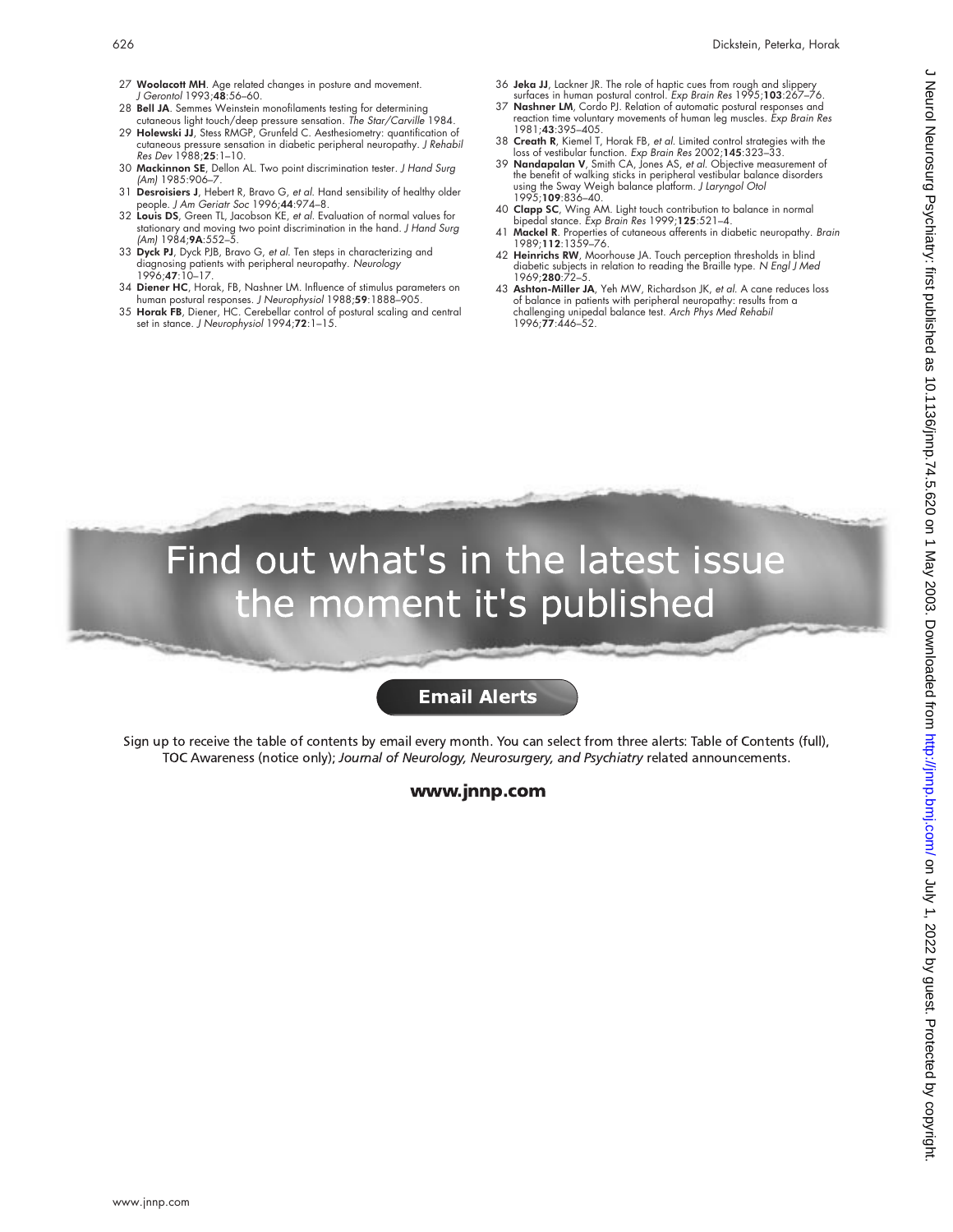27 **Woolacott MH**. Age related changes in posture and movement. *J Gerontol* 1993;**48**:56–60.

28 **Bell JA**. Semmes Weinstein monofilaments testing for determining cutaneous light touch/deep pressure sensation. *The Star/Carville* 1984.

29 **Holewski JJ**, Stess RMGP, Grunfeld C. Aesthesiometry: quantification of cutaneous pressure sensation in diabetic peripheral neuropathy. *J Rehabil Res Dev* 1988;**25**:1–10.

30 **Mackinnon SE**, Dellon AL. Two point discrimination tester. *J Hand Surg (Am)* 1985:906–7.

31 **Desroisiers J**, Hebert R, Bravo G, *et al*. Hand sensibility of healthy older people. *J Am Geriatr Soc* 1996;**44**:974–8.

32 **Louis DS**, Green TL, Jacobson KE, *et al*. Evaluation of normal values for stationary and moving two point discrimination in the hand. *J Hand Surg (Am)* 1984;**9A**:552–5.

33 **Dyck PJ**, Dyck PJB, Bravo G, *et al*. Ten steps in characterizing and diagnosing patients with peripheral neuropathy. *Neurology* 1996;**47**:10–17.

34 **Diener HC**, Horak, FB, Nashner LM. Influence of stimulus parameters on human postural responses. *J Neurophysiol* 1988;**59**:1888–905.

35 **Horak FB**, Diener, HC. Cerebellar control of postural scaling and central set in stance. *J Neurophysiol* 1994;**72**:1–15.

36 **Jeka JJ**, Lackner JR. The role of haptic cues from rough and slippery surfaces in human postural control. *Exp Brain Res* 1995;**103**:267–76.

37 **Nashner LM**, Cordo PJ. Relation of automatic postural responses and reaction time voluntary movements of human leg muscles. *Exp Brain Res* 1981;**43**:395–405.

38 **Creath R**, Kiemel T, Horak FB, *et al*. Limited control strategies with the loss of vestibular function. *Exp Brain Res* 2002;**145**:323–33.

39 **Nandapalan V**, Smith CA, Jones AS, *et al*. Objective measurement of the benefit of walking sticks in peripheral vestibular balance disorders using the Sway Weigh balance platform. *J Laryngol Otol* 1995;**109**:836–40.

40 **Clapp SC**, Wing AM. Light touch contribution to balance in normal bipedal stance. *Exp Brain Res* 1999;**125**:521–4.

41 **Mackel R**. Properties of cutaneous afferents in diabetic neuropathy. *Brain* 1989;**112**:1359–76.

42 **Heinrichs RW**, Moorhouse JA. Touch perception thresholds in blind diabetic subjects in relation to reading the Braille type. *N Engl J Med* 1969;**280**:72–5.

43 **Ashton-Miller JA**, Yeh MW, Richardson JK, *et al*. A cane reduces loss of balance in patients with peripheral neuropathy: results from a challenging unipedal balance test. *Arch Phys Med Rehabil* 1996;**77**:446–52.

# Find out what's in the latest issue the moment it's published

**Email Alerts**

Sign up to receive the table of contents by email every month. You can select from three alerts: Table of Contents (full), TOC Awareness (notice only); *Journal of Neurology, Neurosurgery, and Psychiatry* related announcements.

**www.jnnp.com**